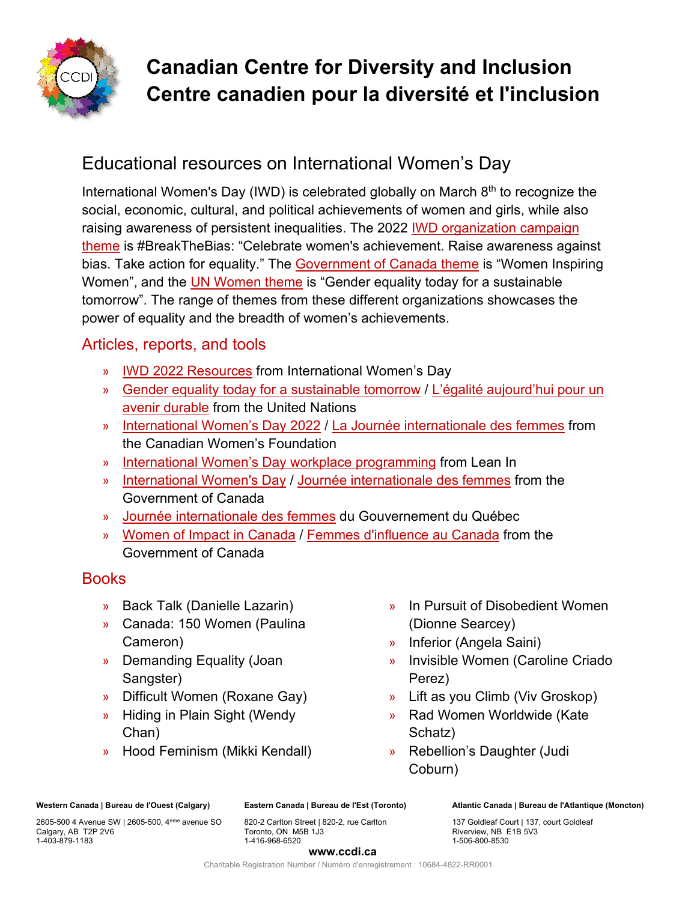# Canadian Centre for Diversity and Inclusion
# Centre canadien pour la diversité et l'inclusion

## Educational resources on International Women's Day

International Women's Day (IWD) is celebrated globally on March 8th to recognize the social, economic, cultural, and political achievements of women and girls, while also raising awareness of persistent inequalities. The 2022 IWD organization campaign theme is #BreakTheBias: "Celebrate women's achievement. Raise awareness against bias. Take action for equality." The Government of Canada theme is "Women Inspiring Women", and the UN Women theme is "Gender equality today for a sustainable tomorrow". The range of themes from these different organizations showcases the power of equality and the breadth of women's achievements.

### Articles, reports, and tools

- IWD 2022 Resources from International Women's Day
- Gender equality today for a sustainable tomorrow / L'égalité aujourd'hui pour un avenir durable from the United Nations
- International Women's Day 2022 / La Journée internationale des femmes from the Canadian Women's Foundation
- International Women's Day workplace programming from Lean In
- International Women's Day / Journée internationale des femmes from the Government of Canada
- Journée internationale des femmes du Gouvernement du Québec
- Women of Impact in Canada / Femmes d'influence au Canada from the Government of Canada

### Books

- Back Talk (Danielle Lazarin)
- Canada: 150 Women (Paulina Cameron)
- Demanding Equality (Joan Sangster)
- Difficult Women (Roxane Gay)
- Hiding in Plain Sight (Wendy Chan)
- Hood Feminism (Mikki Kendall)
- In Pursuit of Disobedient Women (Dionne Searcey)
- Inferior (Angela Saini)
- Invisible Women (Caroline Criado Perez)
- Lift as you Climb (Viv Groskop)
- Rad Women Worldwide (Kate Schatz)
- Rebellion's Daughter (Judi Coburn)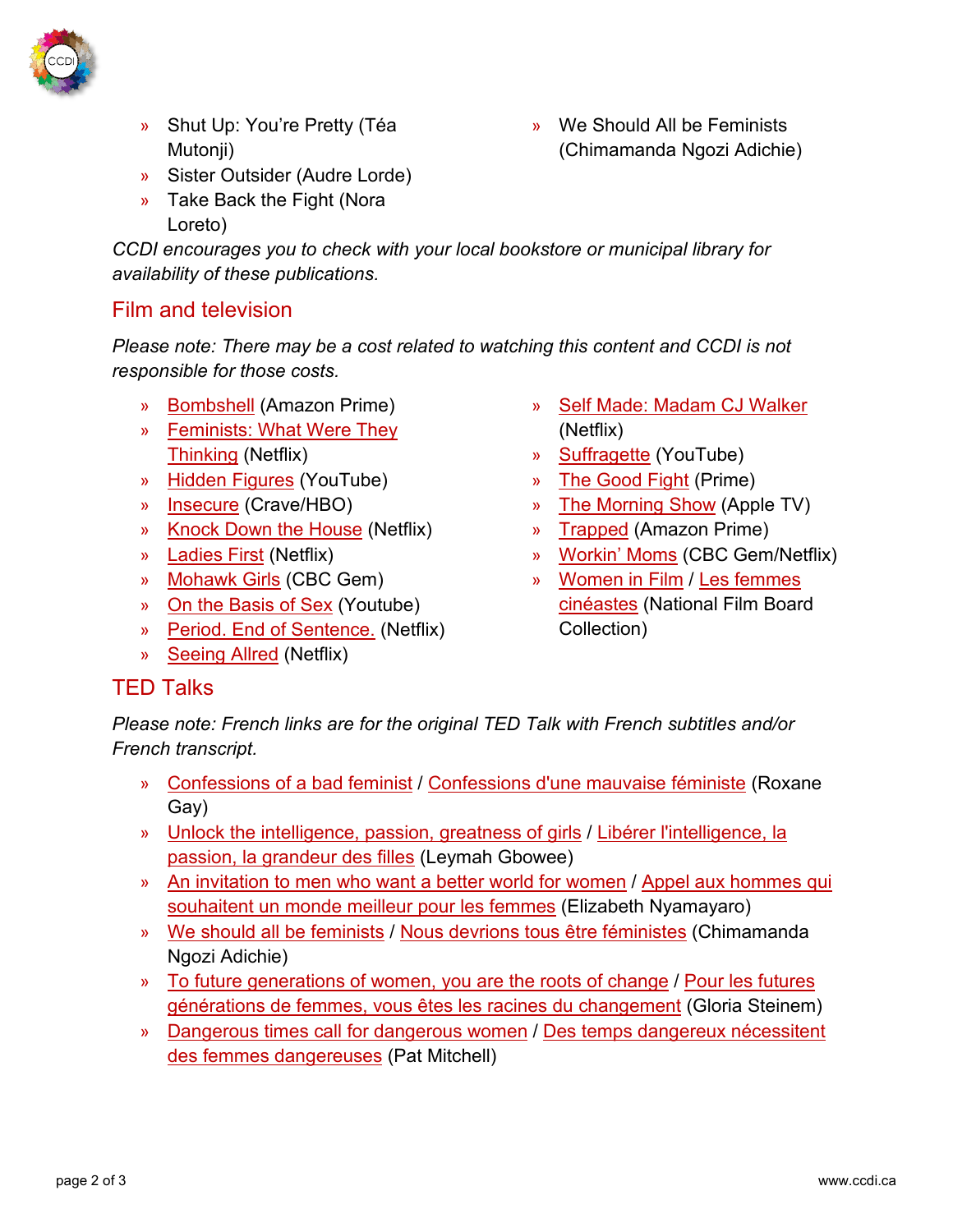- Shut Up: You're Pretty (Téa Mutonji)
- Sister Outsider (Audre Lorde)
- Take Back the Fight (Nora Loreto)
- We Should All be Feminists (Chimamanda Ngozi Adichie)

*CCDI encourages you to check with your local bookstore or municipal library for availability of these publications.*

## Film and television

*Please note: There may be a cost related to watching this content and CCDI is not responsible for those costs.*

- Bombshell (Amazon Prime)
- Feminists: What Were They Thinking (Netflix)
- Hidden Figures (YouTube)
- Insecure (Crave/HBO)
- Knock Down the House (Netflix)
- Ladies First (Netflix)
- Mohawk Girls (CBC Gem)
- On the Basis of Sex (Youtube)
- Period. End of Sentence. (Netflix)
- Seeing Allred (Netflix)
- Self Made: Madam CJ Walker (Netflix)
- Suffragette (YouTube)
- The Good Fight (Prime)
- The Morning Show (Apple TV)
- Trapped (Amazon Prime)
- Workin' Moms (CBC Gem/Netflix)
- Women in Film / Les femmes cinéastes (National Film Board Collection)

## TED Talks

*Please note: French links are for the original TED Talk with French subtitles and/or French transcript.*

- Confessions of a bad feminist / Confessions d'une mauvaise féministe (Roxane Gay)
- Unlock the intelligence, passion, greatness of girls / Libérer l'intelligence, la passion, la grandeur des filles (Leymah Gbowee)
- An invitation to men who want a better world for women / Appel aux hommes qui souhaitent un monde meilleur pour les femmes (Elizabeth Nyamayaro)
- We should all be feminists / Nous devrions tous être féministes (Chimamanda Ngozi Adichie)
- To future generations of women, you are the roots of change / Pour les futures générations de femmes, vous êtes les racines du changement (Gloria Steinem)
- Dangerous times call for dangerous women / Des temps dangereux nécessitent des femmes dangereuses (Pat Mitchell)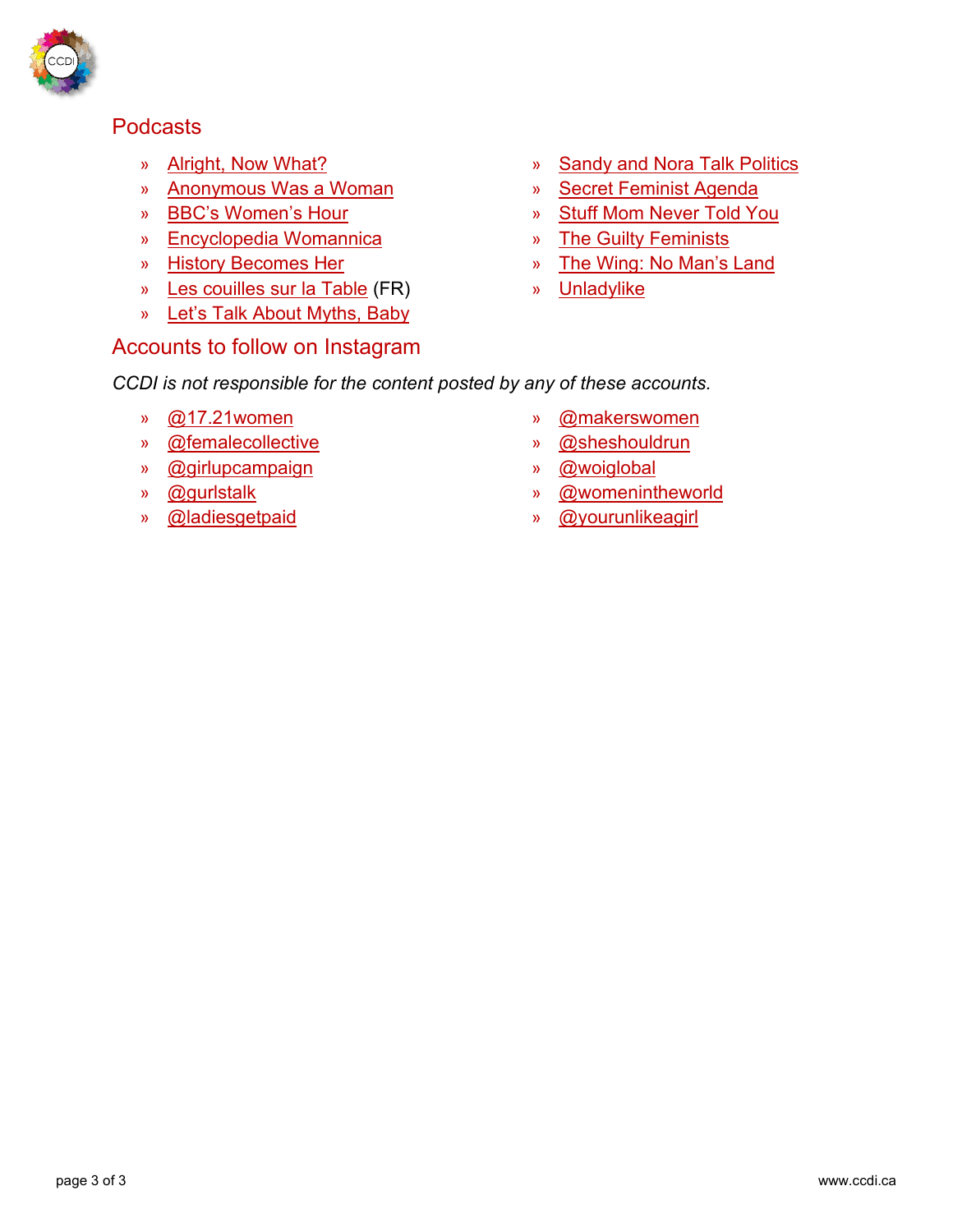## Podcasts

- Alright, Now What?
- Anonymous Was a Woman
- BBC's Women's Hour
- Encyclopedia Womannica
- History Becomes Her
- Les couilles sur la Table (FR)
- Let's Talk About Myths, Baby
- Sandy and Nora Talk Politics
- Secret Feminist Agenda
- Stuff Mom Never Told You
- The Guilty Feminists
- The Wing: No Man's Land
- Unladylike

## Accounts to follow on Instagram

*CCDI is not responsible for the content posted by any of these accounts.*

- @17.21women
- @femalecollective
- @girlupcampaign
- @gurlstalk
- @ladiesgetpaid
- @makerswomen
- @sheshouldrun
- @woiglobal
- @womenintheworld
- @yourunlikeagirl